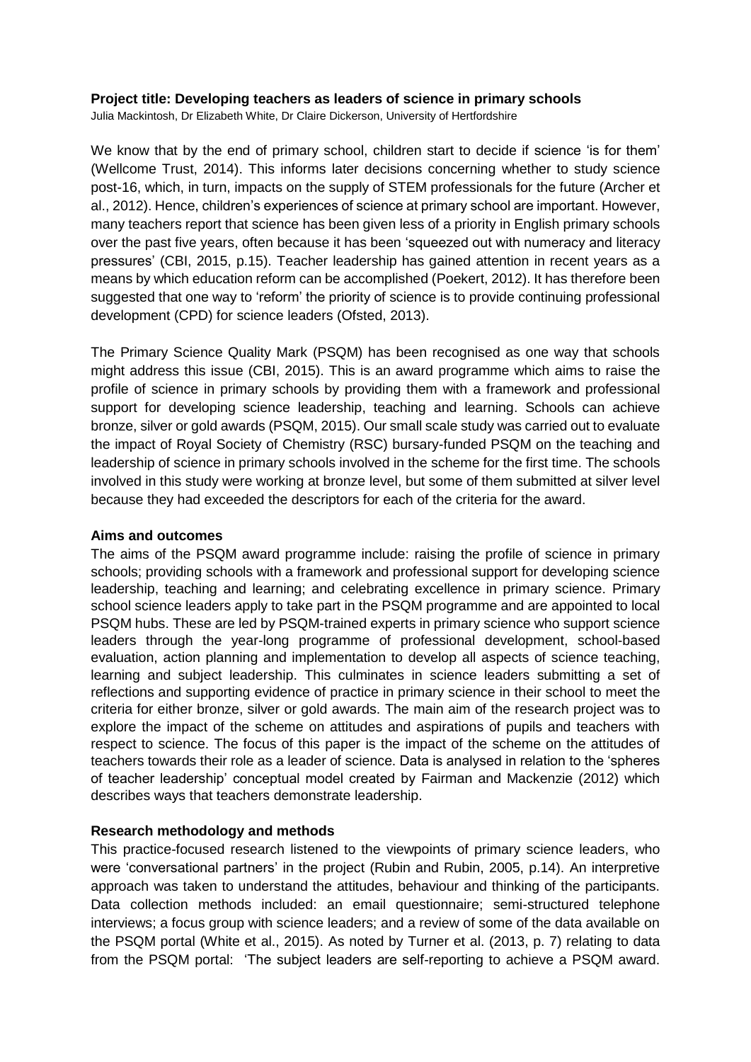**Project title: Developing teachers as leaders of science in primary schools**

Julia Mackintosh, Dr Elizabeth White, Dr Claire Dickerson, University of Hertfordshire

We know that by the end of primary school, children start to decide if science 'is for them' (Wellcome Trust, 2014). This informs later decisions concerning whether to study science post-16, which, in turn, impacts on the supply of STEM professionals for the future (Archer et al., 2012). Hence, children's experiences of science at primary school are important. However, many teachers report that science has been given less of a priority in English primary schools over the past five years, often because it has been 'squeezed out with numeracy and literacy pressures' (CBI, 2015, p.15). Teacher leadership has gained attention in recent years as a means by which education reform can be accomplished (Poekert, 2012). It has therefore been suggested that one way to 'reform' the priority of science is to provide continuing professional development (CPD) for science leaders (Ofsted, 2013).

The Primary Science Quality Mark (PSQM) has been recognised as one way that schools might address this issue (CBI, 2015). This is an award programme which aims to raise the profile of science in primary schools by providing them with a framework and professional support for developing science leadership, teaching and learning. Schools can achieve bronze, silver or gold awards (PSQM, 2015). Our small scale study was carried out to evaluate the impact of Royal Society of Chemistry (RSC) bursary-funded PSQM on the teaching and leadership of science in primary schools involved in the scheme for the first time. The schools involved in this study were working at bronze level, but some of them submitted at silver level because they had exceeded the descriptors for each of the criteria for the award.

**Aims and outcomes**

The aims of the PSQM award programme include: raising the profile of science in primary schools; providing schools with a framework and professional support for developing science leadership, teaching and learning; and celebrating excellence in primary science. Primary school science leaders apply to take part in the PSQM programme and are appointed to local PSQM hubs. These are led by PSQM-trained experts in primary science who support science leaders through the year-long programme of professional development, school-based evaluation, action planning and implementation to develop all aspects of science teaching, learning and subject leadership. This culminates in science leaders submitting a set of reflections and supporting evidence of practice in primary science in their school to meet the criteria for either bronze, silver or gold awards. The main aim of the research project was to explore the impact of the scheme on attitudes and aspirations of pupils and teachers with respect to science. The focus of this paper is the impact of the scheme on the attitudes of teachers towards their role as a leader of science. Data is analysed in relation to the 'spheres of teacher leadership' conceptual model created by Fairman and Mackenzie (2012) which describes ways that teachers demonstrate leadership.

**Research methodology and methods**

This practice-focused research listened to the viewpoints of primary science leaders, who were 'conversational partners' in the project (Rubin and Rubin, 2005, p.14). An interpretive approach was taken to understand the attitudes, behaviour and thinking of the participants. Data collection methods included: an email questionnaire; semi-structured telephone interviews; a focus group with science leaders; and a review of some of the data available on the PSQM portal (White et al., 2015). As noted by Turner et al. (2013, p. 7) relating to data from the PSQM portal: 'The subject leaders are self-reporting to achieve a PSQM award.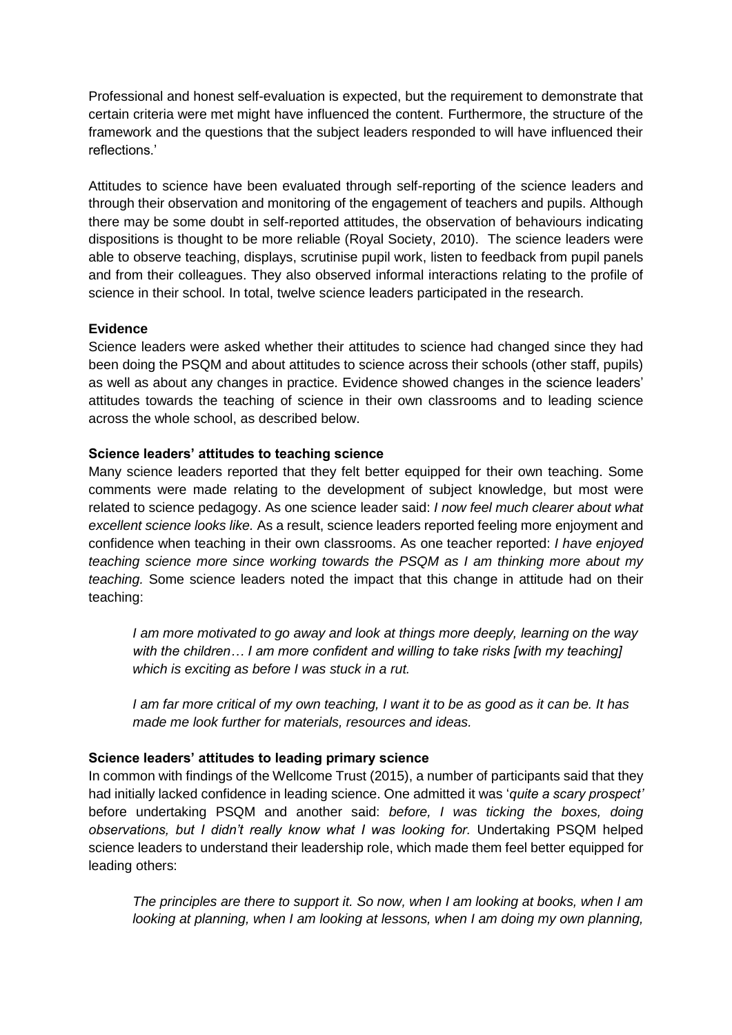Professional and honest self-evaluation is expected, but the requirement to demonstrate that certain criteria were met might have influenced the content. Furthermore, the structure of the framework and the questions that the subject leaders responded to will have influenced their reflections.'

Attitudes to science have been evaluated through self-reporting of the science leaders and through their observation and monitoring of the engagement of teachers and pupils. Although there may be some doubt in self-reported attitudes, the observation of behaviours indicating dispositions is thought to be more reliable (Royal Society, 2010). The science leaders were able to observe teaching, displays, scrutinise pupil work, listen to feedback from pupil panels and from their colleagues. They also observed informal interactions relating to the profile of science in their school. In total, twelve science leaders participated in the research.

**Evidence**

Science leaders were asked whether their attitudes to science had changed since they had been doing the PSQM and about attitudes to science across their schools (other staff, pupils) as well as about any changes in practice. Evidence showed changes in the science leaders' attitudes towards the teaching of science in their own classrooms and to leading science across the whole school, as described below.

**Science leaders' attitudes to teaching science**

Many science leaders reported that they felt better equipped for their own teaching. Some comments were made relating to the development of subject knowledge, but most were related to science pedagogy. As one science leader said: *I now feel much clearer about what excellent science looks like.* As a result, science leaders reported feeling more enjoyment and confidence when teaching in their own classrooms. As one teacher reported: *I have enjoyed teaching science more since working towards the PSQM as I am thinking more about my teaching.* Some science leaders noted the impact that this change in attitude had on their teaching:

> *I am more motivated to go away and look at things more deeply, learning on the way with the children… I am more confident and willing to take risks [with my teaching] which is exciting as before I was stuck in a rut.*
>
> *I am far more critical of my own teaching, I want it to be as good as it can be. It has made me look further for materials, resources and ideas.*

**Science leaders' attitudes to leading primary science**

In common with findings of the Wellcome Trust (2015), a number of participants said that they had initially lacked confidence in leading science. One admitted it was '*quite a scary prospect'* before undertaking PSQM and another said: *before, I was ticking the boxes, doing observations, but I didn't really know what I was looking for.* Undertaking PSQM helped science leaders to understand their leadership role, which made them feel better equipped for leading others:

> *The principles are there to support it. So now, when I am looking at books, when I am looking at planning, when I am looking at lessons, when I am doing my own planning,*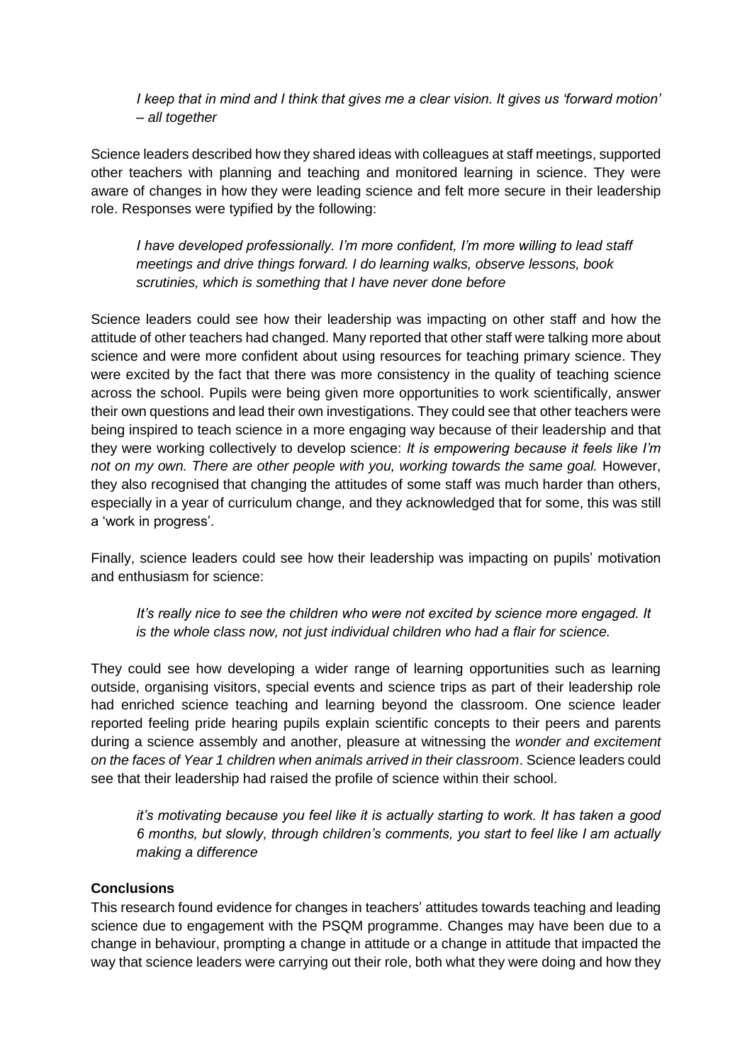*I keep that in mind and I think that gives me a clear vision. It gives us 'forward motion' – all together*

Science leaders described how they shared ideas with colleagues at staff meetings, supported other teachers with planning and teaching and monitored learning in science. They were aware of changes in how they were leading science and felt more secure in their leadership role. Responses were typified by the following:

*I have developed professionally. I'm more confident, I'm more willing to lead staff meetings and drive things forward. I do learning walks, observe lessons, book scrutinies, which is something that I have never done before*

Science leaders could see how their leadership was impacting on other staff and how the attitude of other teachers had changed. Many reported that other staff were talking more about science and were more confident about using resources for teaching primary science. They were excited by the fact that there was more consistency in the quality of teaching science across the school. Pupils were being given more opportunities to work scientifically, answer their own questions and lead their own investigations. They could see that other teachers were being inspired to teach science in a more engaging way because of their leadership and that they were working collectively to develop science: *It is empowering because it feels like I'm not on my own. There are other people with you, working towards the same goal.* However, they also recognised that changing the attitudes of some staff was much harder than others, especially in a year of curriculum change, and they acknowledged that for some, this was still a 'work in progress'.

Finally, science leaders could see how their leadership was impacting on pupils' motivation and enthusiasm for science:

*It's really nice to see the children who were not excited by science more engaged. It is the whole class now, not just individual children who had a flair for science.*

They could see how developing a wider range of learning opportunities such as learning outside, organising visitors, special events and science trips as part of their leadership role had enriched science teaching and learning beyond the classroom. One science leader reported feeling pride hearing pupils explain scientific concepts to their peers and parents during a science assembly and another, pleasure at witnessing the *wonder and excitement on the faces of Year 1 children when animals arrived in their classroom*. Science leaders could see that their leadership had raised the profile of science within their school.

*it's motivating because you feel like it is actually starting to work. It has taken a good 6 months, but slowly, through children's comments, you start to feel like I am actually making a difference*

**Conclusions**

This research found evidence for changes in teachers' attitudes towards teaching and leading science due to engagement with the PSQM programme. Changes may have been due to a change in behaviour, prompting a change in attitude or a change in attitude that impacted the way that science leaders were carrying out their role, both what they were doing and how they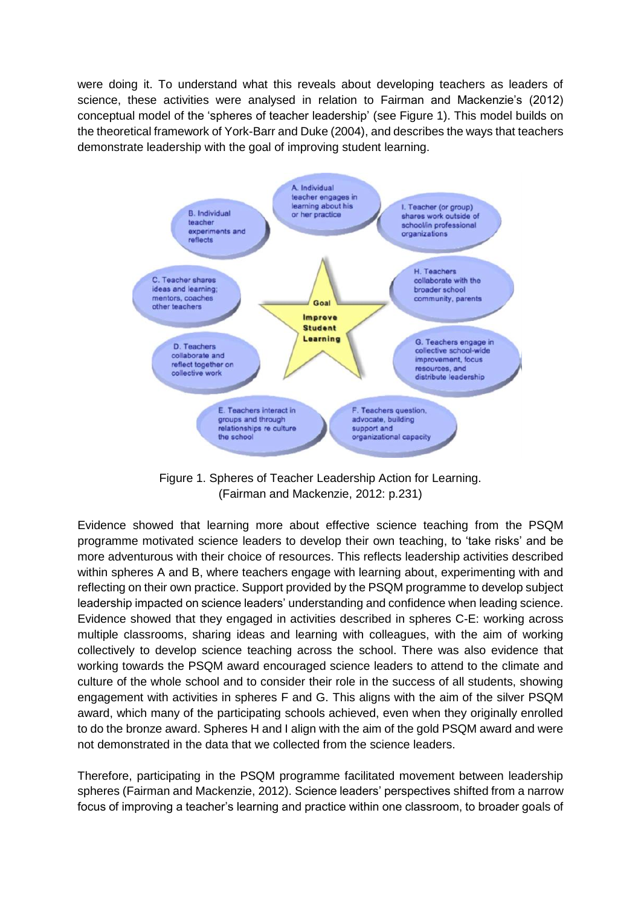were doing it. To understand what this reveals about developing teachers as leaders of science, these activities were analysed in relation to Fairman and Mackenzie's (2012) conceptual model of the 'spheres of teacher leadership' (see Figure 1). This model builds on the theoretical framework of York-Barr and Duke (2004), and describes the ways that teachers demonstrate leadership with the goal of improving student learning.

A. Individual teacher engages in learning about his or her practice

B. Individual teacher experiments and reflects

C. Teacher shares ideas and learning; mentors, coaches other teachers

D. Teachers collaborate and reflect together on collective work

E. Teachers interact in groups and through relationships re culture the school

F. Teachers question, advocate, building support and organizational capacity

G. Teachers engage in collective school-wide improvement, focus resources, and distribute leadership

H. Teachers collaborate with the broader school community, parents

I. Teacher (or group) shares work outside of school/in professional organizations

Goal Improve Student Learning

Figure 1. Spheres of Teacher Leadership Action for Learning.
(Fairman and Mackenzie, 2012: p.231)

Evidence showed that learning more about effective science teaching from the PSQM programme motivated science leaders to develop their own teaching, to 'take risks' and be more adventurous with their choice of resources. This reflects leadership activities described within spheres A and B, where teachers engage with learning about, experimenting with and reflecting on their own practice. Support provided by the PSQM programme to develop subject leadership impacted on science leaders' understanding and confidence when leading science. Evidence showed that they engaged in activities described in spheres C-E: working across multiple classrooms, sharing ideas and learning with colleagues, with the aim of working collectively to develop science teaching across the school. There was also evidence that working towards the PSQM award encouraged science leaders to attend to the climate and culture of the whole school and to consider their role in the success of all students, showing engagement with activities in spheres F and G. This aligns with the aim of the silver PSQM award, which many of the participating schools achieved, even when they originally enrolled to do the bronze award. Spheres H and I align with the aim of the gold PSQM award and were not demonstrated in the data that we collected from the science leaders.

Therefore, participating in the PSQM programme facilitated movement between leadership spheres (Fairman and Mackenzie, 2012). Science leaders' perspectives shifted from a narrow focus of improving a teacher's learning and practice within one classroom, to broader goals of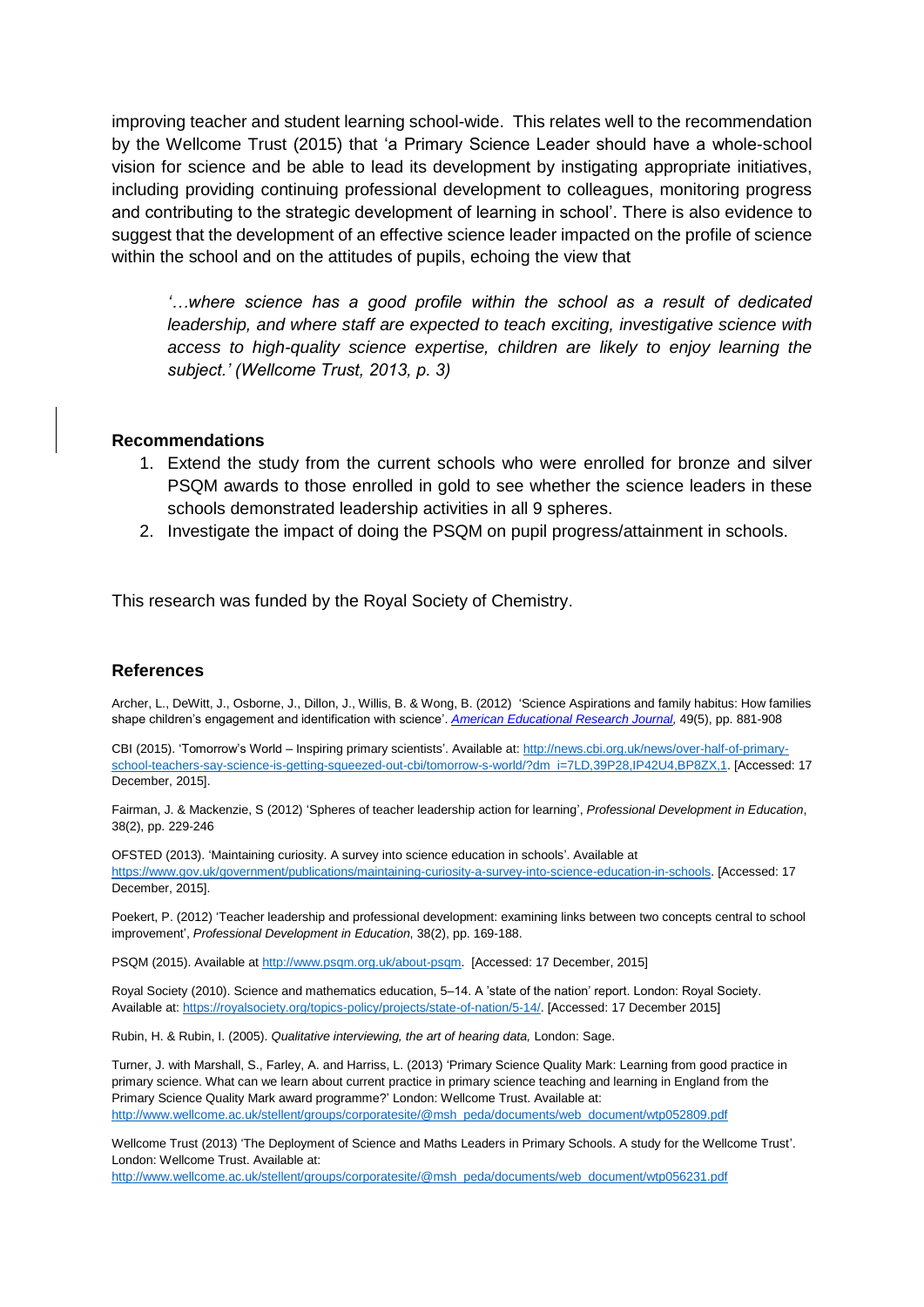improving teacher and student learning school-wide. This relates well to the recommendation by the Wellcome Trust (2015) that 'a Primary Science Leader should have a whole-school vision for science and be able to lead its development by instigating appropriate initiatives, including providing continuing professional development to colleagues, monitoring progress and contributing to the strategic development of learning in school'. There is also evidence to suggest that the development of an effective science leader impacted on the profile of science within the school and on the attitudes of pupils, echoing the view that

> *'…where science has a good profile within the school as a result of dedicated leadership, and where staff are expected to teach exciting, investigative science with access to high-quality science expertise, children are likely to enjoy learning the subject.' (Wellcome Trust, 2013, p. 3)*

## Recommendations

1. Extend the study from the current schools who were enrolled for bronze and silver PSQM awards to those enrolled in gold to see whether the science leaders in these schools demonstrated leadership activities in all 9 spheres.
2. Investigate the impact of doing the PSQM on pupil progress/attainment in schools.

This research was funded by the Royal Society of Chemistry.

## References

Archer, L., DeWitt, J., Osborne, J., Dillon, J., Willis, B. & Wong, B. (2012) 'Science Aspirations and family habitus: How families shape children's engagement and identification with science'. *American Educational Research Journal,* 49(5), pp. 881-908

CBI (2015). 'Tomorrow's World – Inspiring primary scientists'. Available at: http://news.cbi.org.uk/news/over-half-of-primary-school-teachers-say-science-is-getting-squeezed-out-cbi/tomorrow-s-world/?dm_i=7LD,39P28,IP42U4,BP8ZX,1. [Accessed: 17 December, 2015].

Fairman, J. & Mackenzie, S (2012) 'Spheres of teacher leadership action for learning', *Professional Development in Education*, 38(2), pp. 229-246

OFSTED (2013). 'Maintaining curiosity. A survey into science education in schools'. Available at https://www.gov.uk/government/publications/maintaining-curiosity-a-survey-into-science-education-in-schools. [Accessed: 17 December, 2015].

Poekert, P. (2012) 'Teacher leadership and professional development: examining links between two concepts central to school improvement', *Professional Development in Education*, 38(2), pp. 169-188.

PSQM (2015). Available at http://www.psqm.org.uk/about-psqm. [Accessed: 17 December, 2015]

Royal Society (2010). Science and mathematics education, 5–14. A 'state of the nation' report. London: Royal Society. Available at: https://royalsociety.org/topics-policy/projects/state-of-nation/5-14/. [Accessed: 17 December 2015]

Rubin, H. & Rubin, I. (2005). *Qualitative interviewing, the art of hearing data,* London: Sage.

Turner, J. with Marshall, S., Farley, A. and Harriss, L. (2013) 'Primary Science Quality Mark: Learning from good practice in primary science. What can we learn about current practice in primary science teaching and learning in England from the Primary Science Quality Mark award programme?' London: Wellcome Trust. Available at: http://www.wellcome.ac.uk/stellent/groups/corporatesite/@msh_peda/documents/web_document/wtp052809.pdf

Wellcome Trust (2013) 'The Deployment of Science and Maths Leaders in Primary Schools. A study for the Wellcome Trust'. London: Wellcome Trust. Available at: http://www.wellcome.ac.uk/stellent/groups/corporatesite/@msh_peda/documents/web_document/wtp056231.pdf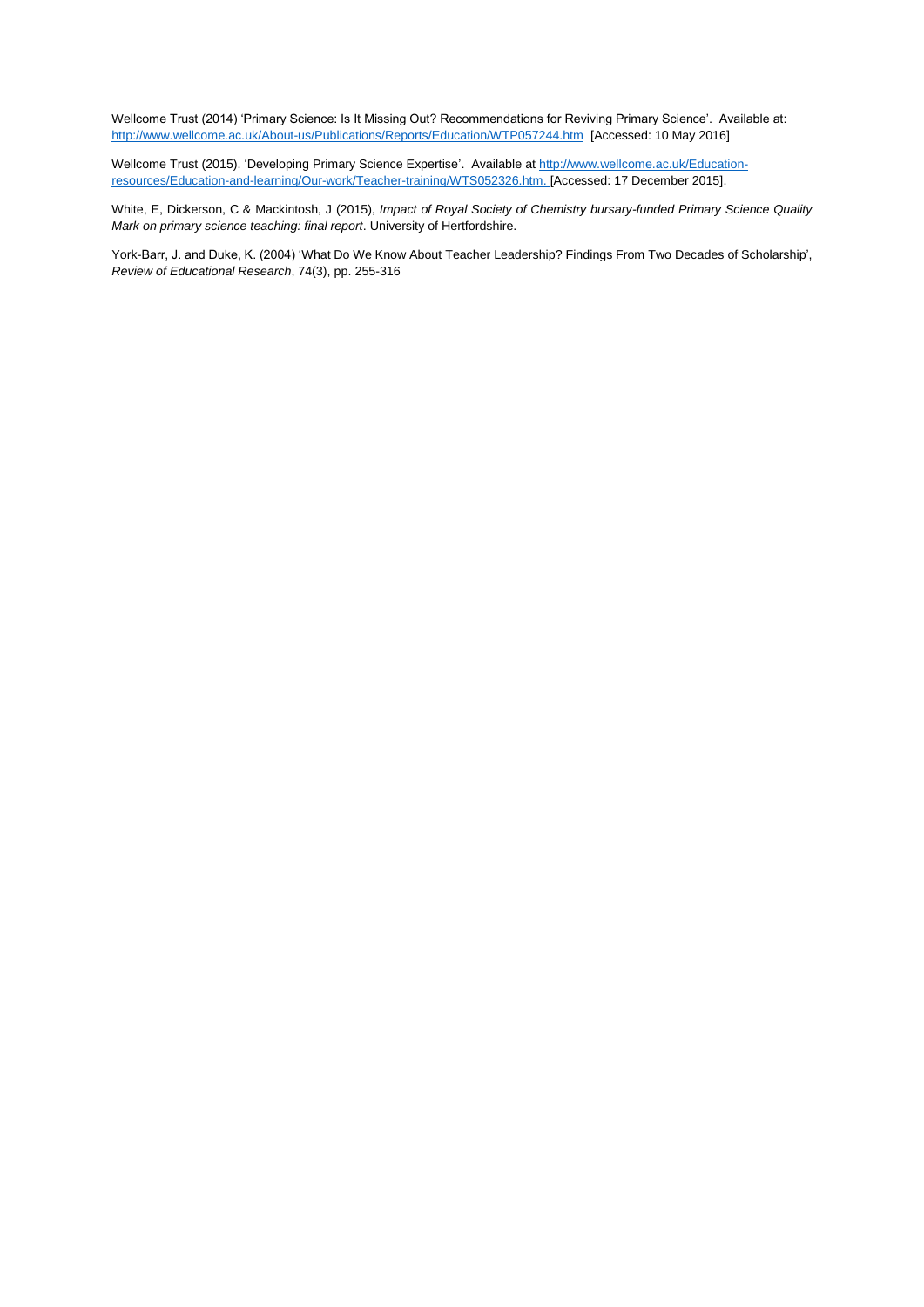Wellcome Trust (2014) 'Primary Science: Is It Missing Out? Recommendations for Reviving Primary Science'. Available at: http://www.wellcome.ac.uk/About-us/Publications/Reports/Education/WTP057244.htm [Accessed: 10 May 2016]

Wellcome Trust (2015). 'Developing Primary Science Expertise'. Available at http://www.wellcome.ac.uk/Education-resources/Education-and-learning/Our-work/Teacher-training/WTS052326.htm. [Accessed: 17 December 2015].

White, E, Dickerson, C & Mackintosh, J (2015), *Impact of Royal Society of Chemistry bursary-funded Primary Science Quality Mark on primary science teaching: final report*. University of Hertfordshire.

York-Barr, J. and Duke, K. (2004) 'What Do We Know About Teacher Leadership? Findings From Two Decades of Scholarship', *Review of Educational Research*, 74(3), pp. 255-316